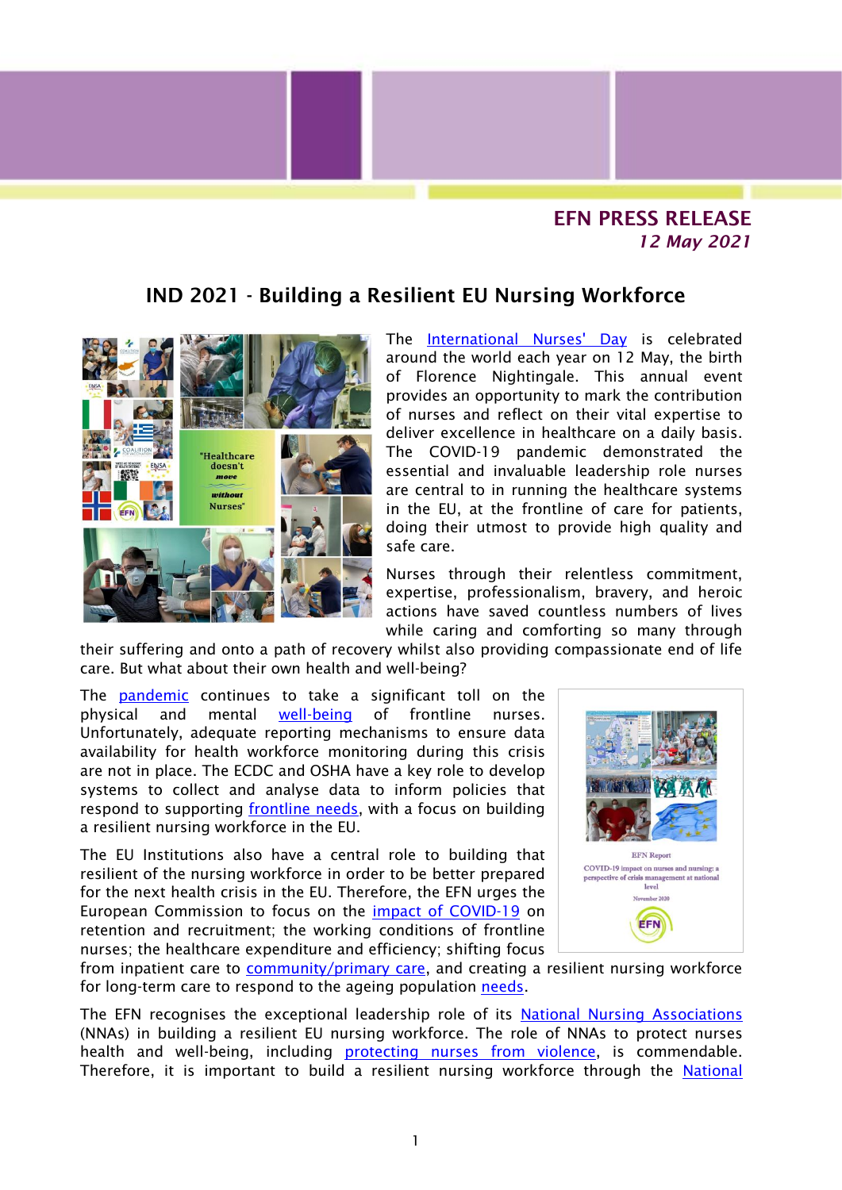**EFN PRESS RELEASE**
*12 May 2021*

# IND 2021 - Building a Resilient EU Nursing Workforce

The International Nurses' Day is celebrated around the world each year on 12 May, the birth of Florence Nightingale. This annual event provides an opportunity to mark the contribution of nurses and reflect on their vital expertise to deliver excellence in healthcare on a daily basis. The COVID-19 pandemic demonstrated the essential and invaluable leadership role nurses are central to in running the healthcare systems in the EU, at the frontline of care for patients, doing their utmost to provide high quality and safe care.

Nurses through their relentless commitment, expertise, professionalism, bravery, and heroic actions have saved countless numbers of lives while caring and comforting so many through their suffering and onto a path of recovery whilst also providing compassionate end of life care. But what about their own health and well-being?

The pandemic continues to take a significant toll on the physical and mental well-being of frontline nurses. Unfortunately, adequate reporting mechanisms to ensure data availability for health workforce monitoring during this crisis are not in place. The ECDC and OSHA have a key role to develop systems to collect and analyse data to inform policies that respond to supporting frontline needs, with a focus on building a resilient nursing workforce in the EU.

The EU Institutions also have a central role to building that resilient of the nursing workforce in order to be better prepared for the next health crisis in the EU. Therefore, the EFN urges the European Commission to focus on the impact of COVID-19 on retention and recruitment; the working conditions of frontline nurses; the healthcare expenditure and efficiency; shifting focus from inpatient care to community/primary care, and creating a resilient nursing workforce for long-term care to respond to the ageing population needs.

The EFN recognises the exceptional leadership role of its National Nursing Associations (NNAs) in building a resilient EU nursing workforce. The role of NNAs to protect nurses health and well-being, including protecting nurses from violence, is commendable. Therefore, it is important to build a resilient nursing workforce through the National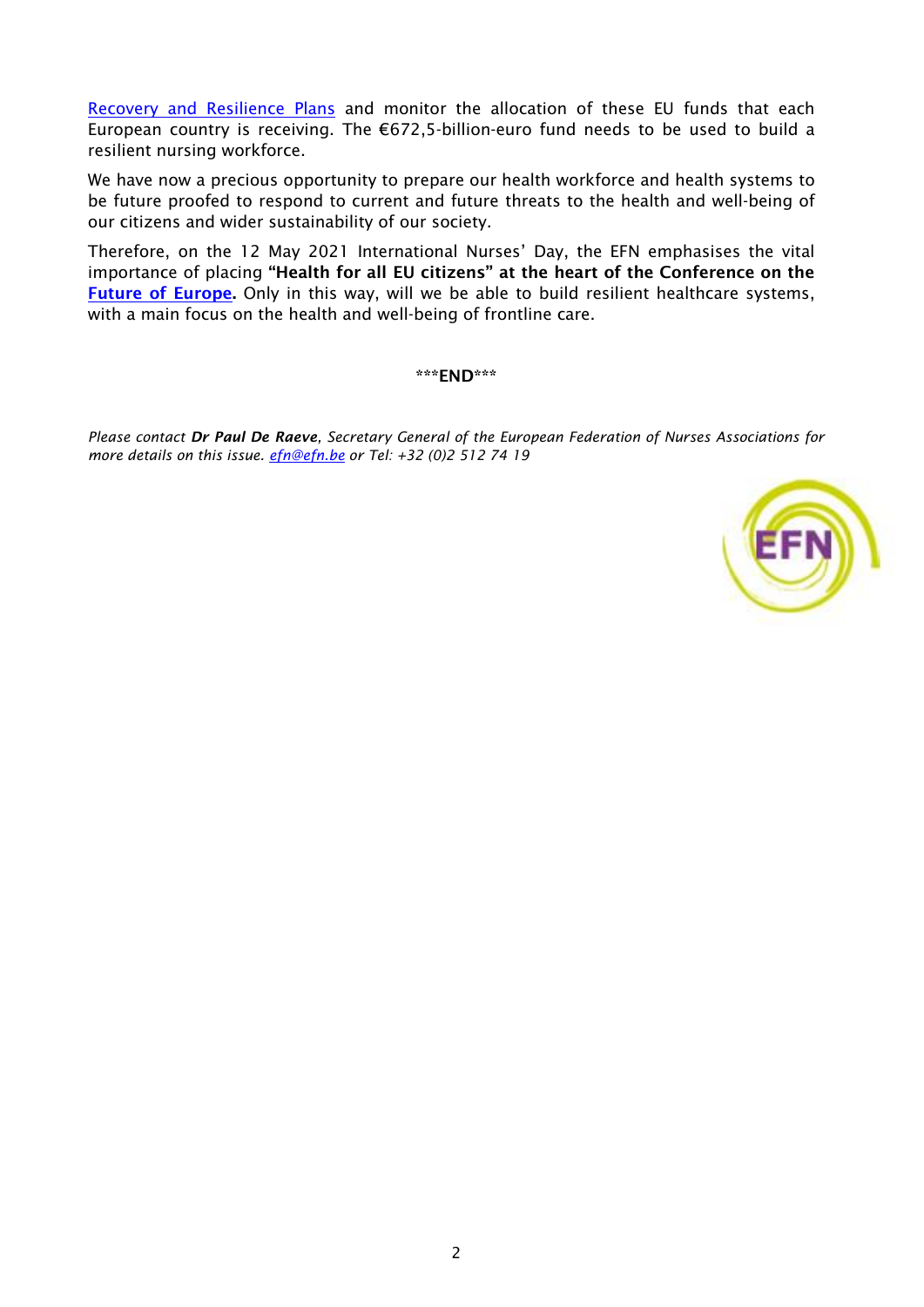Recovery and Resilience Plans and monitor the allocation of these EU funds that each European country is receiving. The €672,5-billion-euro fund needs to be used to build a resilient nursing workforce.

We have now a precious opportunity to prepare our health workforce and health systems to be future proofed to respond to current and future threats to the health and well-being of our citizens and wider sustainability of our society.

Therefore, on the 12 May 2021 International Nurses' Day, the EFN emphasises the vital importance of placing **"Health for all EU citizens" at the heart of the Conference on the Future of Europe.** Only in this way, will we be able to build resilient healthcare systems, with a main focus on the health and well-being of frontline care.

***END***

*Please contact **Dr Paul De Raeve**, Secretary General of the European Federation of Nurses Associations for more details on this issue. efn@efn.be or Tel: +32 (0)2 512 74 19*